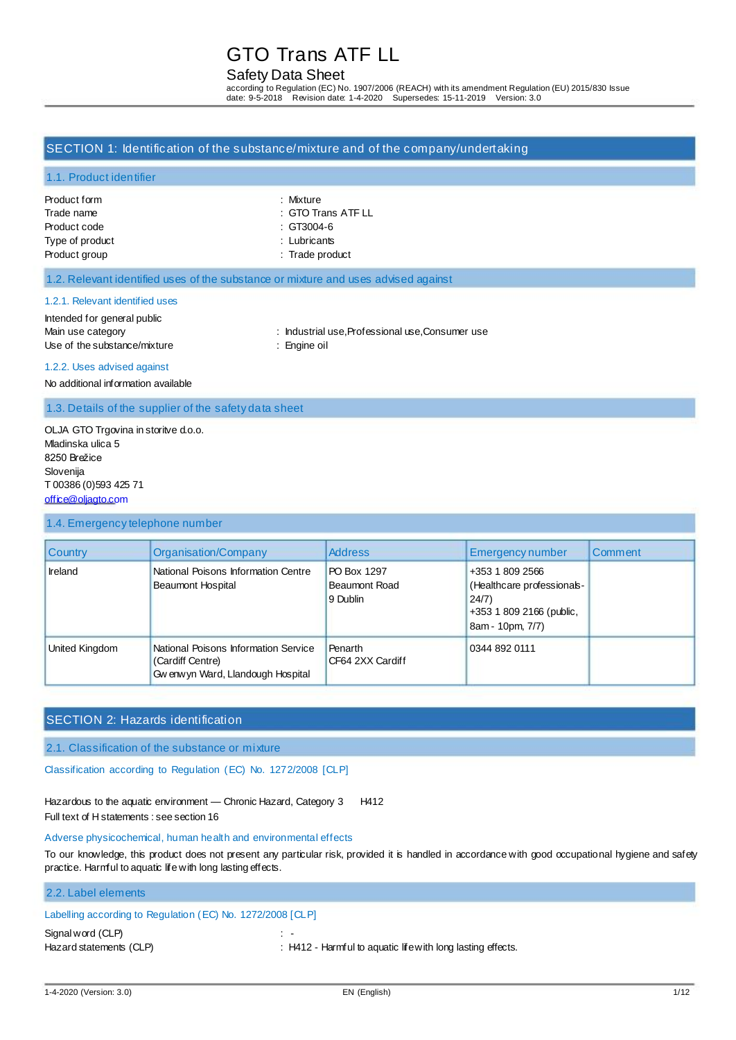# GTO Trans ATF LL

## Safety Data Sheet

according to Regulation (EC) No. 1907/2006 (REACH) with its amendment Regulation (EU) 2015/830 Issue date: 9-5-2018 Revision date: 1-4-2020 Supersedes: 15-11-2019 Version: 3.0

## SECTION 1: Identification of the substance/mixture and of the company/undertaking

### 1.1. Product identifier

Product form : Mixture
Trade name : GTO Trans ATF LL
Product code : GT3004-6
Type of product : Lubricants
Product group : Trade product

### 1.2. Relevant identified uses of the substance or mixture and uses advised against

#### 1.2.1. Relevant identified uses

Intended for general public
Main use category : Industrial use,Professional use,Consumer use
Use of the substance/mixture : Engine oil

#### 1.2.2. Uses advised against

No additional information available

### 1.3. Details of the supplier of the safety data sheet

OLJA GTO Trgovina in storitve d.o.o.
Mladinska ulica 5
8250 Brežice
Slovenija
T 00386 (0)593 425 71
office@oljagto.com

### 1.4. Emergency telephone number

| Country | Organisation/Company | Address | Emergency number | Comment |
|---|---|---|---|---|
| Ireland | National Poisons Information Centre Beaumont Hospital | PO Box 1297 Beaumont Road 9 Dublin | +353 1 809 2566 (Healthcare professionals-24/7) +353 1 809 2166 (public, 8am - 10pm, 7/7) | |
| United Kingdom | National Poisons Information Service (Cardiff Centre) Gwenwyn Ward, Llandough Hospital | Penarth CF64 2XX Cardiff | 0344 892 0111 | |

## SECTION 2: Hazards identification

### 2.1. Classification of the substance or mixture

Classification according to Regulation (EC) No. 1272/2008 [CLP]

Hazardous to the aquatic environment — Chronic Hazard, Category 3 H412
Full text of H statements : see section 16

Adverse physicochemical, human health and environmental effects

To our knowledge, this product does not present any particular risk, provided it is handled in accordance with good occupational hygiene and safety practice. Harmful to aquatic life with long lasting effects.

### 2.2. Label elements

Labelling according to Regulation (EC) No. 1272/2008 [CLP]

Signal word (CLP) : -
Hazard statements (CLP) : H412 - Harmful to aquatic life with long lasting effects.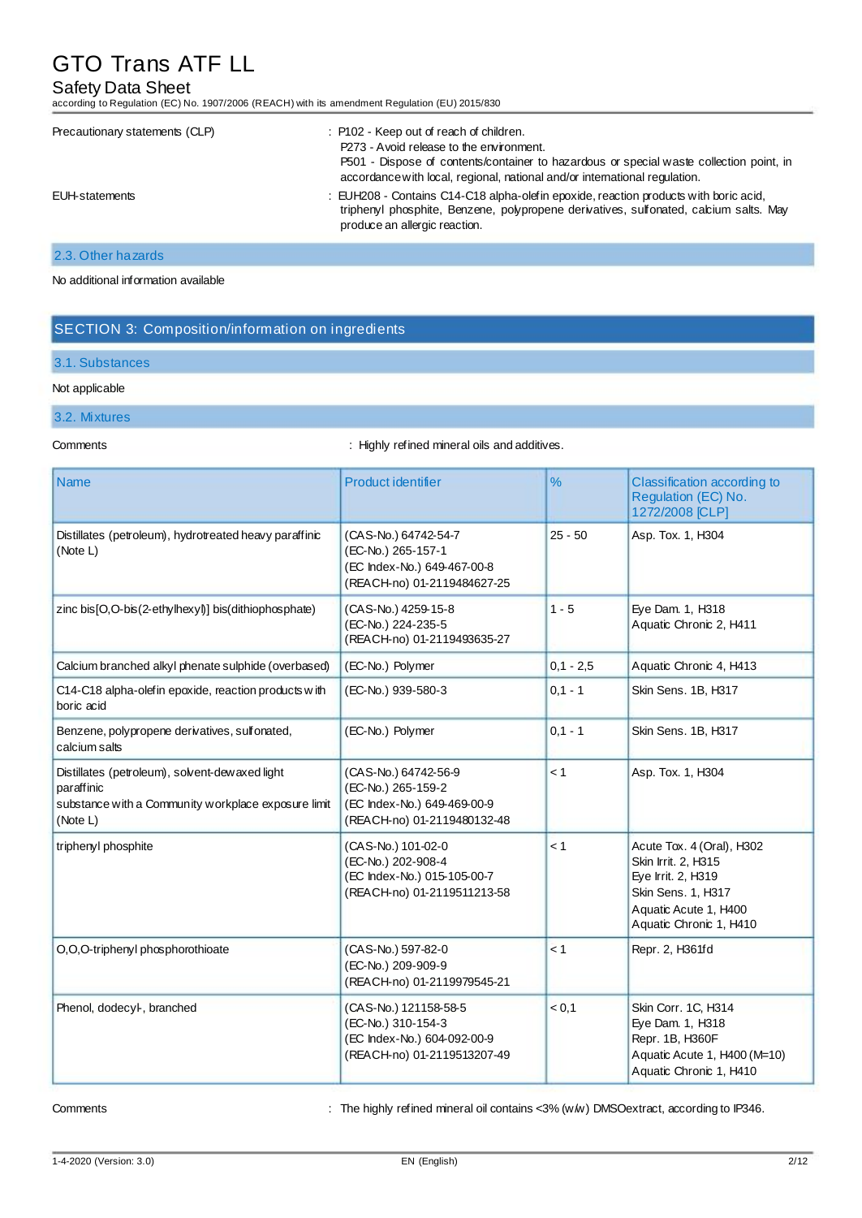Precautionary statements (CLP) : P102 - Keep out of reach of children.
P273 - Avoid release to the environment.
P501 - Dispose of contents/container to hazardous or special waste collection point, in accordance with local, regional, national and/or international regulation.

EUH-statements : EUH208 - Contains C14-C18 alpha-olefin epoxide, reaction products with boric acid, triphenyl phosphite, Benzene, polypropene derivatives, sulfonated, calcium salts. May produce an allergic reaction.

### 2.3. Other hazards

No additional information available

## SECTION 3: Composition/information on ingredients

### 3.1. Substances

Not applicable

### 3.2. Mixtures

Comments : Highly refined mineral oils and additives.

| Name | Product identifier | % | Classification according to Regulation (EC) No. 1272/2008 [CLP] |
|---|---|---|---|
| Distillates (petroleum), hydrotreated heavy paraffinic (Note L) | (CAS-No.) 64742-54-7<br>(EC-No.) 265-157-1<br>(EC Index-No.) 649-467-00-8<br>(REACH-no) 01-2119484627-25 | 25 - 50 | Asp. Tox. 1, H304 |
| zinc bis[O,O-bis(2-ethylhexyl)] bis(dithiophosphate) | (CAS-No.) 4259-15-8<br>(EC-No.) 224-235-5<br>(REACH-no) 01-2119493635-27 | 1 - 5 | Eye Dam. 1, H318<br>Aquatic Chronic 2, H411 |
| Calcium branched alkyl phenate sulphide (overbased) | (EC-No.) Polymer | 0,1 - 2,5 | Aquatic Chronic 4, H413 |
| C14-C18 alpha-olefin epoxide, reaction products with boric acid | (EC-No.) 939-580-3 | 0,1 - 1 | Skin Sens. 1B, H317 |
| Benzene, polypropene derivatives, sulfonated, calcium salts | (EC-No.) Polymer | 0,1 - 1 | Skin Sens. 1B, H317 |
| Distillates (petroleum), solvent-dewaxed light paraffinic<br>substance with a Community workplace exposure limit (Note L) | (CAS-No.) 64742-56-9<br>(EC-No.) 265-159-2<br>(EC Index-No.) 649-469-00-9<br>(REACH-no) 01-2119480132-48 | < 1 | Asp. Tox. 1, H304 |
| triphenyl phosphite | (CAS-No.) 101-02-0<br>(EC-No.) 202-908-4<br>(EC Index-No.) 015-105-00-7<br>(REACH-no) 01-2119511213-58 | < 1 | Acute Tox. 4 (Oral), H302<br>Skin Irrit. 2, H315<br>Eye Irrit. 2, H319<br>Skin Sens. 1, H317<br>Aquatic Acute 1, H400<br>Aquatic Chronic 1, H410 |
| O,O,O-triphenyl phosphorothioate | (CAS-No.) 597-82-0<br>(EC-No.) 209-909-9<br>(REACH-no) 01-2119979545-21 | < 1 | Repr. 2, H361fd |
| Phenol, dodecyl-, branched | (CAS-No.) 121158-58-5<br>(EC-No.) 310-154-3<br>(EC Index-No.) 604-092-00-9<br>(REACH-no) 01-2119513207-49 | < 0,1 | Skin Corr. 1C, H314<br>Eye Dam. 1, H318<br>Repr. 1B, H360F<br>Aquatic Acute 1, H400 (M=10)<br>Aquatic Chronic 1, H410 |

Comments : The highly refined mineral oil contains <3% (w/w) DMSO extract, according to IP346.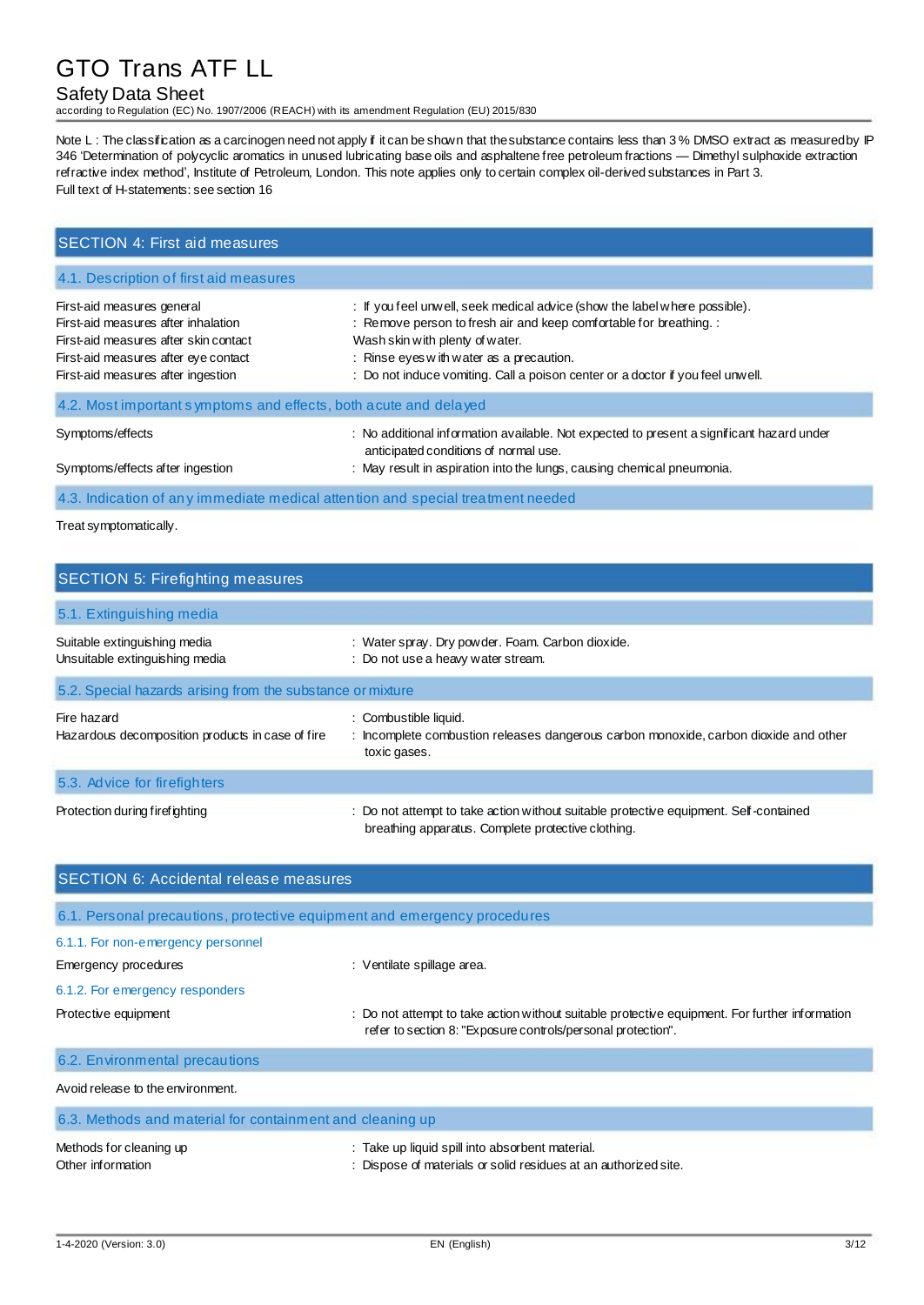Note L : The classification as a carcinogen need not apply if it can be shown that the substance contains less than 3 % DMSO extract as measured by IP 346 'Determination of polycyclic aromatics in unused lubricating base oils and asphaltene free petroleum fractions — Dimethyl sulphoxide extraction refractive index method', Institute of Petroleum, London. This note applies only to certain complex oil-derived substances in Part 3.
Full text of H-statements: see section 16

## SECTION 4: First aid measures

### 4.1. Description of first aid measures

| | |
|---|---|
| First-aid measures general | : If you feel unwell, seek medical advice (show the label where possible). |
| First-aid measures after inhalation | : Remove person to fresh air and keep comfortable for breathing. : |
| First-aid measures after skin contact | Wash skin with plenty of water. |
| First-aid measures after eye contact | : Rinse eyes with water as a precaution. |
| First-aid measures after ingestion | : Do not induce vomiting. Call a poison center or a doctor if you feel unwell. |

### 4.2. Most important symptoms and effects, both acute and delayed

| | |
|---|---|
| Symptoms/effects | : No additional information available. Not expected to present a significant hazard under anticipated conditions of normal use. |
| Symptoms/effects after ingestion | : May result in aspiration into the lungs, causing chemical pneumonia. |

### 4.3. Indication of any immediate medical attention and special treatment needed

Treat symptomatically.

## SECTION 5: Firefighting measures

### 5.1. Extinguishing media

| | |
|---|---|
| Suitable extinguishing media | : Water spray. Dry powder. Foam. Carbon dioxide. |
| Unsuitable extinguishing media | : Do not use a heavy water stream. |

### 5.2. Special hazards arising from the substance or mixture

| | |
|---|---|
| Fire hazard | : Combustible liquid. |
| Hazardous decomposition products in case of fire | : Incomplete combustion releases dangerous carbon monoxide, carbon dioxide and other toxic gases. |

### 5.3. Advice for firefighters

| | |
|---|---|
| Protection during firefighting | : Do not attempt to take action without suitable protective equipment. Self-contained breathing apparatus. Complete protective clothing. |

## SECTION 6: Accidental release measures

### 6.1. Personal precautions, protective equipment and emergency procedures

#### 6.1.1. For non-emergency personnel

| | |
|---|---|
| Emergency procedures | : Ventilate spillage area. |

#### 6.1.2. For emergency responders

| | |
|---|---|
| Protective equipment | : Do not attempt to take action without suitable protective equipment. For further information refer to section 8: "Exposure controls/personal protection". |

### 6.2. Environmental precautions

Avoid release to the environment.

### 6.3. Methods and material for containment and cleaning up

| | |
|---|---|
| Methods for cleaning up | : Take up liquid spill into absorbent material. |
| Other information | : Dispose of materials or solid residues at an authorized site. |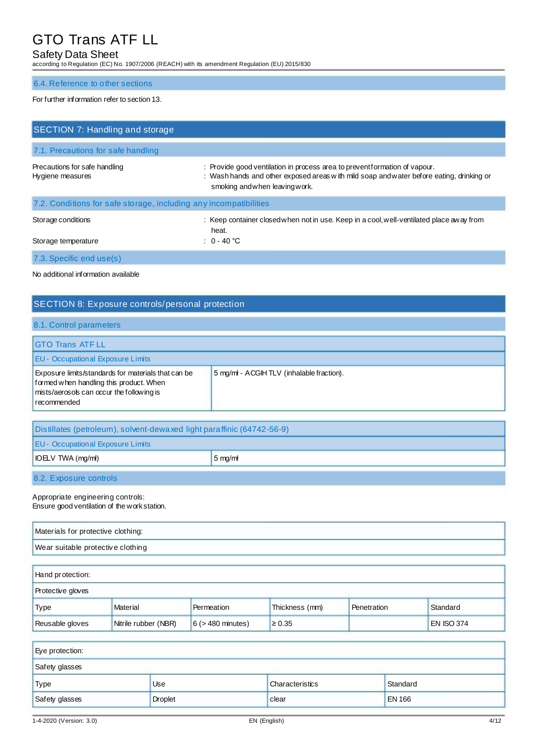### 6.4. Reference to other sections

For further information refer to section 13.

## SECTION 7: Handling and storage

### 7.1. Precautions for safe handling

| | |
|---|---|
| Precautions for safe handling | : Provide good ventilation in process area to prevent formation of vapour. |
| Hygiene measures | : Wash hands and other exposed areas with mild soap and water before eating, drinking or smoking and when leaving work. |

### 7.2. Conditions for safe storage, including any incompatibilities

| | |
|---|---|
| Storage conditions | : Keep container closed when not in use. Keep in a cool, well-ventilated place away from heat. |
| Storage temperature | : 0 - 40 °C |

### 7.3. Specific end use(s)

No additional information available

## SECTION 8: Exposure controls/personal protection

### 8.1. Control parameters

| GTO Trans ATF LL | |
|---|---|
| EU - Occupational Exposure Limits | |
| Exposure limits/standards for materials that can be formed when handling this product. When mists/aerosols can occur the following is recommended | 5 mg/ml - ACGIH TLV (inhalable fraction). |

| Distillates (petroleum), solvent-dewaxed light paraffinic (64742-56-9) | |
|---|---|
| EU - Occupational Exposure Limits | |
| IOELV TWA (mg/ml) | 5 mg/ml |

### 8.2. Exposure controls

Appropriate engineering controls:
Ensure good ventilation of the work station.

| Materials for protective clothing: |
|---|
| Wear suitable protective clothing |

| Hand protection: | | | | | |
|---|---|---|---|---|---|
| Protective gloves | | | | | |
| Type | Material | Permeation | Thickness (mm) | Penetration | Standard |
| Reusable gloves | Nitrile rubber (NBR) | 6 (> 480 minutes) | ≥ 0.35 | | EN ISO 374 |

| Eye protection: | | | |
|---|---|---|---|
| Safety glasses | | | |
| Type | Use | Characteristics | Standard |
| Safety glasses | Droplet | clear | EN 166 |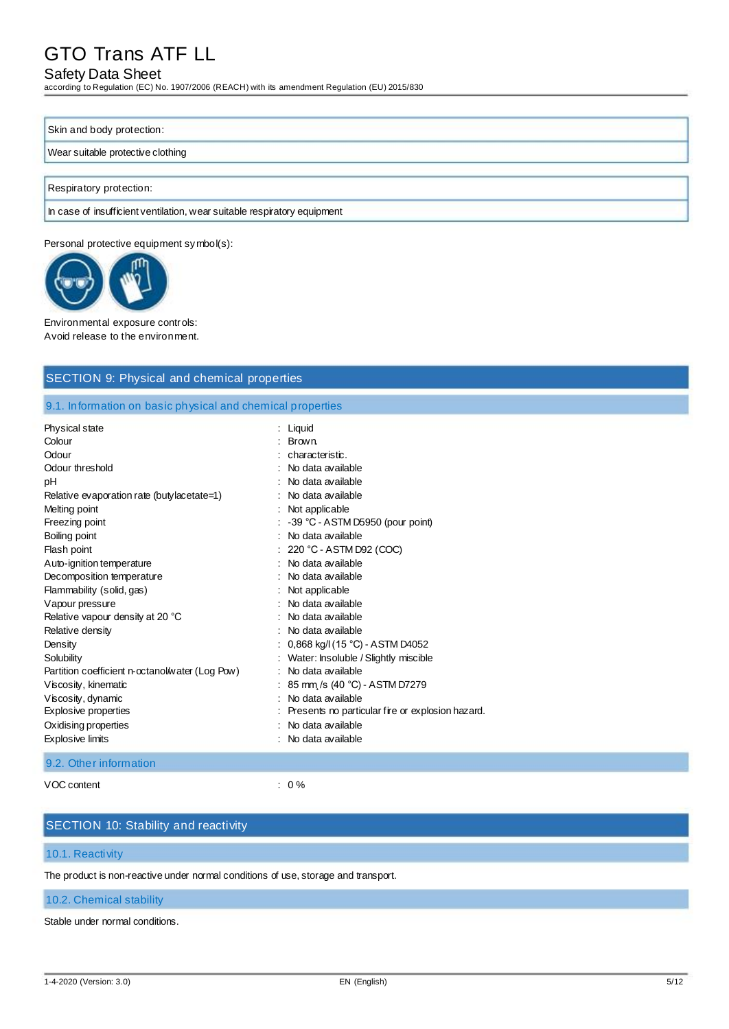| Skin and body protection: |
| --- |
| Wear suitable protective clothing |

| Respiratory protection: |
| --- |
| In case of insufficient ventilation, wear suitable respiratory equipment |

Personal protective equipment symbol(s):

Environmental exposure controls:
Avoid release to the environment.

## SECTION 9: Physical and chemical properties

### 9.1. Information on basic physical and chemical properties

| | |
| --- | --- |
| Physical state | : Liquid |
| Colour | : Brown. |
| Odour | : characteristic. |
| Odour threshold | : No data available |
| pH | : No data available |
| Relative evaporation rate (butylacetate=1) | : No data available |
| Melting point | : Not applicable |
| Freezing point | : -39 °C - ASTM D5950 (pour point) |
| Boiling point | : No data available |
| Flash point | : 220 °C - ASTM D92 (COC) |
| Auto-ignition temperature | : No data available |
| Decomposition temperature | : No data available |
| Flammability (solid, gas) | : Not applicable |
| Vapour pressure | : No data available |
| Relative vapour density at 20 °C | : No data available |
| Relative density | : No data available |
| Density | : 0,868 kg/l (15 °C) - ASTM D4052 |
| Solubility | : Water: Insoluble / Slightly miscible |
| Partition coefficient n-octanol/water (Log Pow) | : No data available |
| Viscosity, kinematic | : 85 $mm^2/s$ (40 °C) - ASTM D7279 |
| Viscosity, dynamic | : No data available |
| Explosive properties | : Presents no particular fire or explosion hazard. |
| Oxidising properties | : No data available |
| Explosive limits | : No data available |

### 9.2. Other information

| | |
| --- | --- |
| VOC content | : 0 % |

## SECTION 10: Stability and reactivity

### 10.1. Reactivity

The product is non-reactive under normal conditions of use, storage and transport.

### 10.2. Chemical stability

Stable under normal conditions.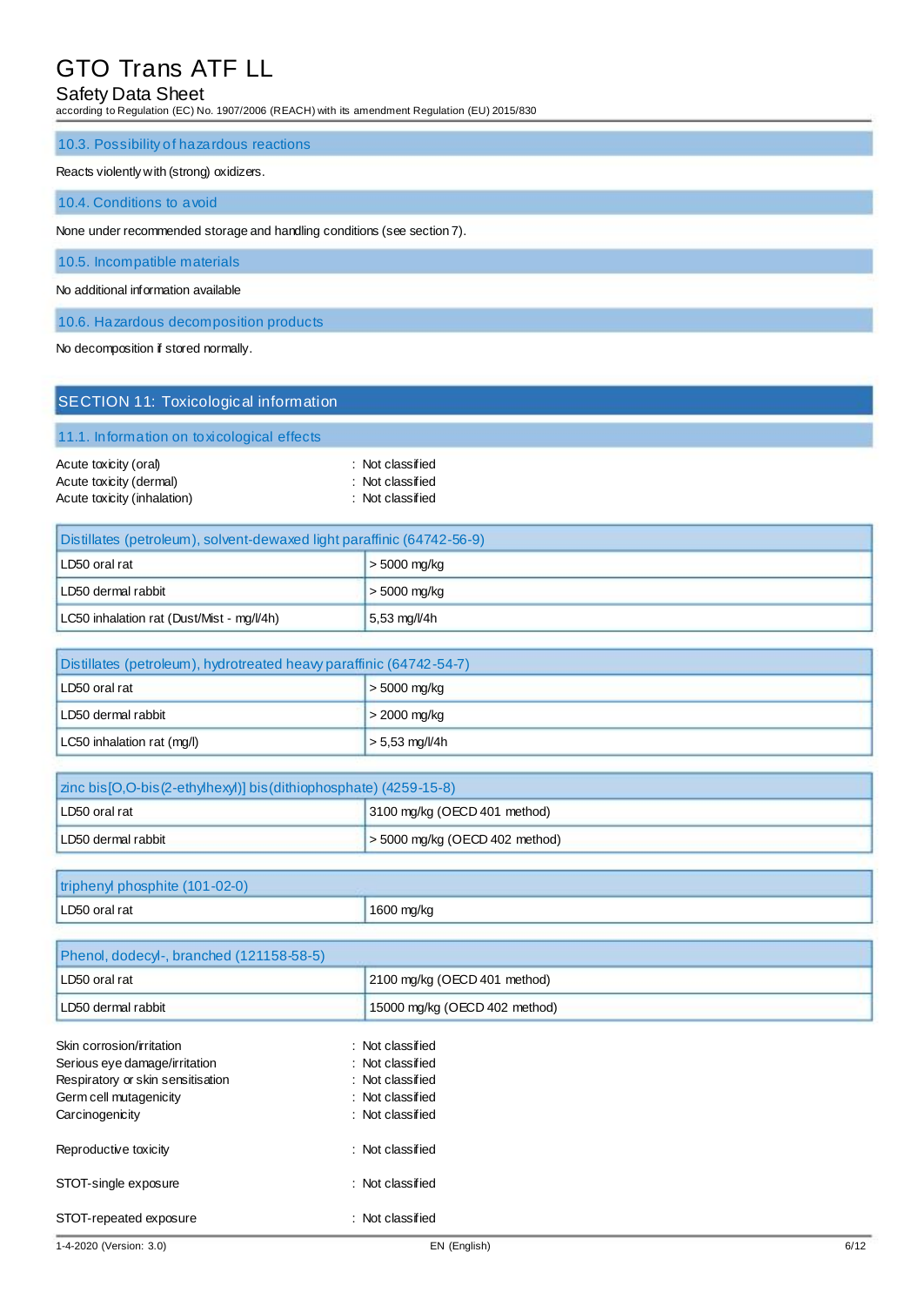### 10.3. Possibility of hazardous reactions

Reacts violently with (strong) oxidizers.

### 10.4. Conditions to avoid

None under recommended storage and handling conditions (see section 7).

### 10.5. Incompatible materials

No additional information available

### 10.6. Hazardous decomposition products

No decomposition if stored normally.

## SECTION 11: Toxicological information

### 11.1. Information on toxicological effects

| | |
|---|---|
| Acute toxicity (oral) | : Not classified |
| Acute toxicity (dermal) | : Not classified |
| Acute toxicity (inhalation) | : Not classified |

| Distillates (petroleum), solvent-dewaxed light paraffinic (64742-56-9) | |
|---|---|
| LD50 oral rat | > 5000 mg/kg |
| LD50 dermal rabbit | > 5000 mg/kg |
| LC50 inhalation rat (Dust/Mist - mg/l/4h) | 5,53 mg/l/4h |

| Distillates (petroleum), hydrotreated heavy paraffinic (64742-54-7) | |
|---|---|
| LD50 oral rat | > 5000 mg/kg |
| LD50 dermal rabbit | > 2000 mg/kg |
| LC50 inhalation rat (mg/l) | > 5,53 mg/l/4h |

| zinc bis[O,O-bis(2-ethylhexyl)] bis(dithiophosphate) (4259-15-8) | |
|---|---|
| LD50 oral rat | 3100 mg/kg (OECD 401 method) |
| LD50 dermal rabbit | > 5000 mg/kg (OECD 402 method) |

| triphenyl phosphite (101-02-0) | |
|---|---|
| LD50 oral rat | 1600 mg/kg |

| Phenol, dodecyl-, branched (121158-58-5) | |
|---|---|
| LD50 oral rat | 2100 mg/kg (OECD 401 method) |
| LD50 dermal rabbit | 15000 mg/kg (OECD 402 method) |

| | |
|---|---|
| Skin corrosion/irritation | : Not classified |
| Serious eye damage/irritation | : Not classified |
| Respiratory or skin sensitisation | : Not classified |
| Germ cell mutagenicity | : Not classified |
| Carcinogenicity | : Not classified |
| Reproductive toxicity | : Not classified |
| STOT-single exposure | : Not classified |
| STOT-repeated exposure | : Not classified |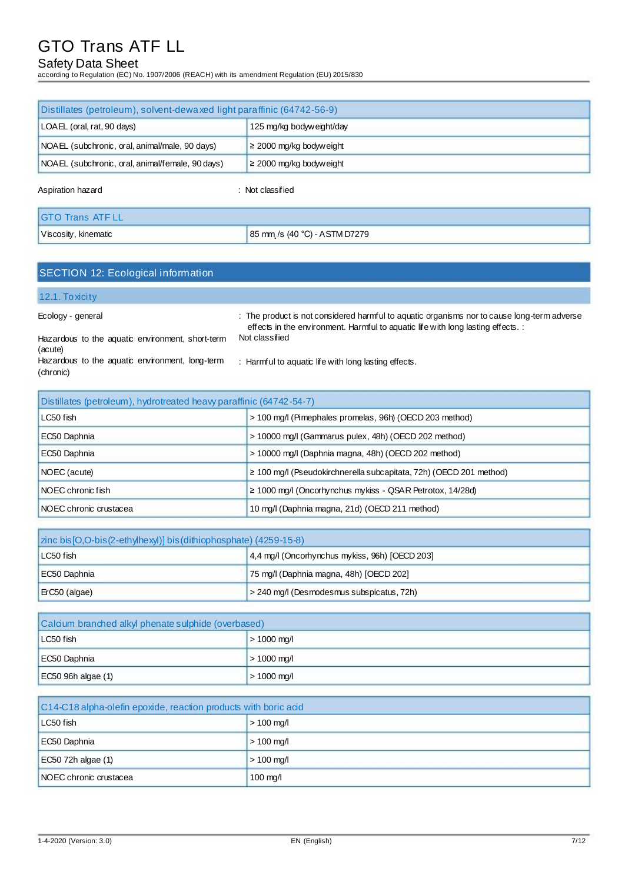| Distillates (petroleum), solvent-dewaxed light paraffinic (64742-56-9) | |
|---|---|
| LOAEL (oral, rat, 90 days) | 125 mg/kg bodyweight/day |
| NOAEL (subchronic, oral, animal/male, 90 days) | ≥ 2000 mg/kg bodyweight |
| NOAEL (subchronic, oral, animal/female, 90 days) | ≥ 2000 mg/kg bodyweight |

Aspiration hazard : Not classified

| GTO Trans ATF LL | |
|---|---|
| Viscosity, kinematic | 85 $mm^2/s$ (40 °C) - ASTM D7279 |

## SECTION 12: Ecological information

### 12.1. Toxicity

Ecology - general : The product is not considered harmful to aquatic organisms nor to cause long-term adverse effects in the environment. Harmful to aquatic life with long lasting effects. :

Hazardous to the aquatic environment, short-term (acute) : Not classified

Hazardous to the aquatic environment, long-term (chronic) : Harmful to aquatic life with long lasting effects.

| Distillates (petroleum), hydrotreated heavy paraffinic (64742-54-7) | |
|---|---|
| LC50 fish | > 100 mg/l (Pimephales promelas, 96h) (OECD 203 method) |
| EC50 Daphnia | > 10000 mg/l (Gammarus pulex, 48h) (OECD 202 method) |
| EC50 Daphnia | > 10000 mg/l (Daphnia magna, 48h) (OECD 202 method) |
| NOEC (acute) | ≥ 100 mg/l (Pseudokirchnerella subcapitata, 72h) (OECD 201 method) |
| NOEC chronic fish | ≥ 1000 mg/l (Oncorhynchus mykiss - QSAR Petrotox, 14/28d) |
| NOEC chronic crustacea | 10 mg/l (Daphnia magna, 21d) (OECD 211 method) |

| zinc bis[O,O-bis(2-ethylhexyl)] bis(dithiophosphate) (4259-15-8) | |
|---|---|
| LC50 fish | 4,4 mg/l (Oncorhynchus mykiss, 96h) [OECD 203] |
| EC50 Daphnia | 75 mg/l (Daphnia magna, 48h) [OECD 202] |
| ErC50 (algae) | > 240 mg/l (Desmodesmus subspicatus, 72h) |

| Calcium branched alkyl phenate sulphide (overbased) | |
|---|---|
| LC50 fish | > 1000 mg/l |
| EC50 Daphnia | > 1000 mg/l |
| EC50 96h algae (1) | > 1000 mg/l |

| C14-C18 alpha-olefin epoxide, reaction products with boric acid | |
|---|---|
| LC50 fish | > 100 mg/l |
| EC50 Daphnia | > 100 mg/l |
| EC50 72h algae (1) | > 100 mg/l |
| NOEC chronic crustacea | 100 mg/l |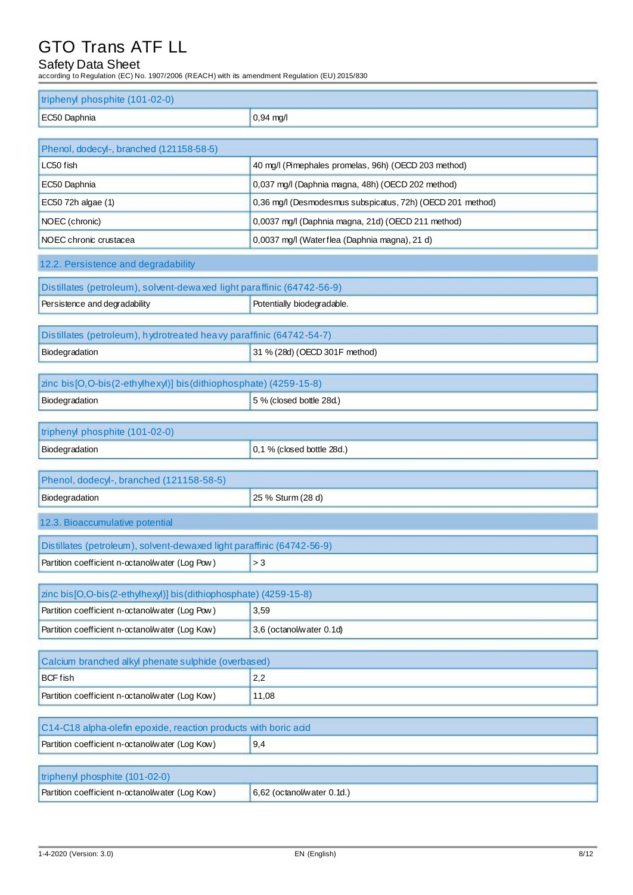| triphenyl phosphite (101-02-0) | |
| --- | --- |
| EC50 Daphnia | 0,94 mg/l |

| Phenol, dodecyl-, branched (121158-58-5) | |
| --- | --- |
| LC50 fish | 40 mg/l (Pimephales promelas, 96h) (OECD 203 method) |
| EC50 Daphnia | 0,037 mg/l (Daphnia magna, 48h) (OECD 202 method) |
| EC50 72h algae (1) | 0,36 mg/l (Desmodesmus subspicatus, 72h) (OECD 201 method) |
| NOEC (chronic) | 0,0037 mg/l (Daphnia magna, 21d) (OECD 211 method) |
| NOEC chronic crustacea | 0,0037 mg/l (Water flea (Daphnia magna), 21 d) |

## 12.2. Persistence and degradability

| Distillates (petroleum), solvent-dewaxed light paraffinic (64742-56-9) | |
| --- | --- |
| Persistence and degradability | Potentially biodegradable. |

| Distillates (petroleum), hydrotreated heavy paraffinic (64742-54-7) | |
| --- | --- |
| Biodegradation | 31 % (28d) (OECD 301F method) |

| zinc bis[O,O-bis(2-ethylhexyl)] bis(dithiophosphate) (4259-15-8) | |
| --- | --- |
| Biodegradation | 5 % (closed bottle 28d.) |

| triphenyl phosphite (101-02-0) | |
| --- | --- |
| Biodegradation | 0,1 % (closed bottle 28d.) |

| Phenol, dodecyl-, branched (121158-58-5) | |
| --- | --- |
| Biodegradation | 25 % Sturm (28 d) |

## 12.3. Bioaccumulative potential

| Distillates (petroleum), solvent-dewaxed light paraffinic (64742-56-9) | |
| --- | --- |
| Partition coefficient n-octanol/water (Log Pow) | > 3 |

| zinc bis[O,O-bis(2-ethylhexyl)] bis(dithiophosphate) (4259-15-8) | |
| --- | --- |
| Partition coefficient n-octanol/water (Log Pow) | 3,59 |
| Partition coefficient n-octanol/water (Log Kow) | 3,6 (octanol/water 0.1d) |

| Calcium branched alkyl phenate sulphide (overbased) | |
| --- | --- |
| BCF fish | 2,2 |
| Partition coefficient n-octanol/water (Log Kow) | 11,08 |

| C14-C18 alpha-olefin epoxide, reaction products with boric acid | |
| --- | --- |
| Partition coefficient n-octanol/water (Log Kow) | 9,4 |

| triphenyl phosphite (101-02-0) | |
| --- | --- |
| Partition coefficient n-octanol/water (Log Kow) | 6,62 (octanol/water 0.1d.) |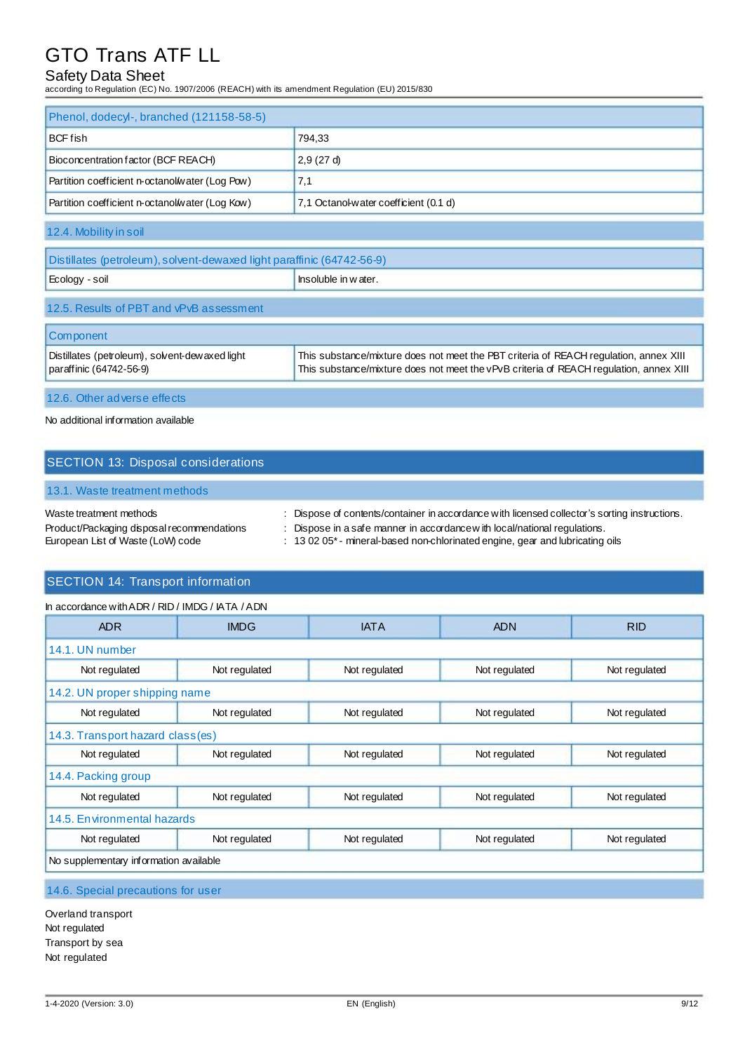| Phenol, dodecyl-, branched (121158-58-5) | |
|---|---|
| BCF fish | 794,33 |
| Bioconcentration factor (BCF REACH) | 2,9 (27 d) |
| Partition coefficient n-octanol/water (Log Pow) | 7,1 |
| Partition coefficient n-octanol/water (Log Kow) | 7,1 Octanol-water coefficient (0.1 d) |

### 12.4. Mobility in soil

| Distillates (petroleum), solvent-dewaxed light paraffinic (64742-56-9) | |
|---|---|
| Ecology - soil | Insoluble in water. |

### 12.5. Results of PBT and vPvB assessment

| Component | |
|---|---|
| Distillates (petroleum), solvent-dewaxed light paraffinic (64742-56-9) | This substance/mixture does not meet the PBT criteria of REACH regulation, annex XIII<br>This substance/mixture does not meet the vPvB criteria of REACH regulation, annex XIII |

### 12.6. Other adverse effects

No additional information available

## SECTION 13: Disposal considerations

### 13.1. Waste treatment methods

Waste treatment methods : Dispose of contents/container in accordance with licensed collector's sorting instructions.
Product/Packaging disposal recommendations : Dispose in a safe manner in accordance with local/national regulations.
European List of Waste (LoW) code : 13 02 05* - mineral-based non-chlorinated engine, gear and lubricating oils

## SECTION 14: Transport information

In accordance with ADR / RID / IMDG / IATA / ADN

| ADR | IMDG | IATA | ADN | RID |
|---|---|---|---|---|
| **14.1. UN number** | | | | |
| Not regulated | Not regulated | Not regulated | Not regulated | Not regulated |
| **14.2. UN proper shipping name** | | | | |
| Not regulated | Not regulated | Not regulated | Not regulated | Not regulated |
| **14.3. Transport hazard class(es)** | | | | |
| Not regulated | Not regulated | Not regulated | Not regulated | Not regulated |
| **14.4. Packing group** | | | | |
| Not regulated | Not regulated | Not regulated | Not regulated | Not regulated |
| **14.5. Environmental hazards** | | | | |
| Not regulated | Not regulated | Not regulated | Not regulated | Not regulated |
| No supplementary information available | | | | |

### 14.6. Special precautions for user

Overland transport
Not regulated
Transport by sea
Not regulated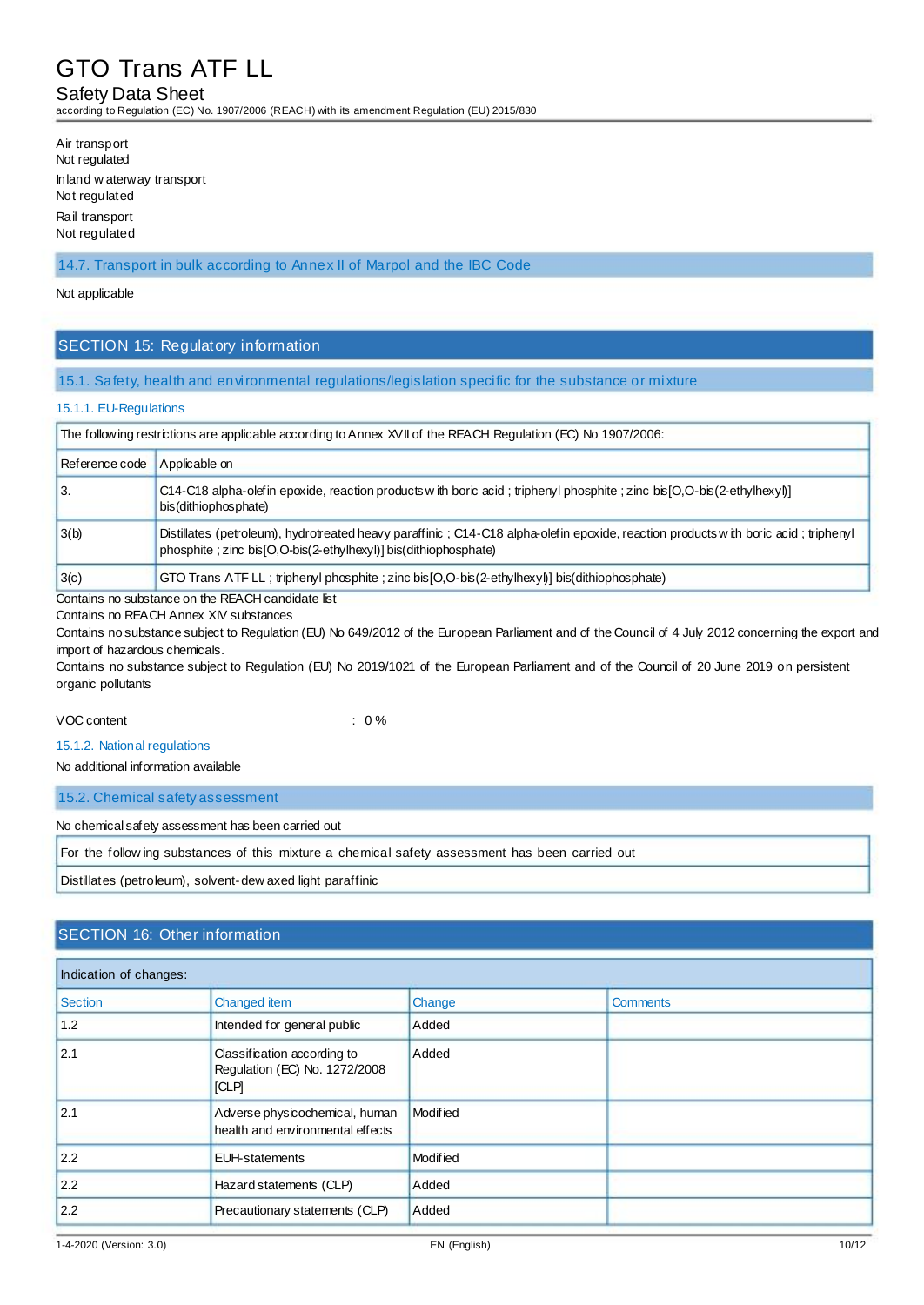Air transport
Not regulated

Inland waterway transport
Not regulated

Rail transport
Not regulated

### 14.7. Transport in bulk according to Annex II of Marpol and the IBC Code

Not applicable

## SECTION 15: Regulatory information

### 15.1. Safety, health and environmental regulations/legislation specific for the substance or mixture

#### 15.1.1. EU-Regulations

| The following restrictions are applicable according to Annex XVII of the REACH Regulation (EC) No 1907/2006: | |
|---|---|
| Reference code | Applicable on |
| 3. | C14-C18 alpha-olefin epoxide, reaction products with boric acid ; triphenyl phosphite ; zinc bis[O,O-bis(2-ethylhexyl)] bis(dithiophosphate) |
| 3(b) | Distillates (petroleum), hydrotreated heavy paraffinic ; C14-C18 alpha-olefin epoxide, reaction products with boric acid ; triphenyl phosphite ; zinc bis[O,O-bis(2-ethylhexyl)] bis(dithiophosphate) |
| 3(c) | GTO Trans ATF LL ; triphenyl phosphite ; zinc bis[O,O-bis(2-ethylhexyl)] bis(dithiophosphate) |

Contains no substance on the REACH candidate list
Contains no REACH Annex XIV substances
Contains no substance subject to Regulation (EU) No 649/2012 of the European Parliament and of the Council of 4 July 2012 concerning the export and import of hazardous chemicals.
Contains no substance subject to Regulation (EU) No 2019/1021 of the European Parliament and of the Council of 20 June 2019 on persistent organic pollutants

VOC content : 0 %

#### 15.1.2. National regulations

No additional information available

### 15.2. Chemical safety assessment

No chemical safety assessment has been carried out

| For the following substances of this mixture a chemical safety assessment has been carried out |
|---|
| Distillates (petroleum), solvent-dewaxed light paraffinic |

## SECTION 16: Other information

| Indication of changes: | | | |
|---|---|---|---|
| Section | Changed item | Change | Comments |
| 1.2 | Intended for general public | Added | |
| 2.1 | Classification according to Regulation (EC) No. 1272/2008 [CLP] | Added | |
| 2.1 | Adverse physicochemical, human health and environmental effects | Modified | |
| 2.2 | EUH-statements | Modified | |
| 2.2 | Hazard statements (CLP) | Added | |
| 2.2 | Precautionary statements (CLP) | Added | |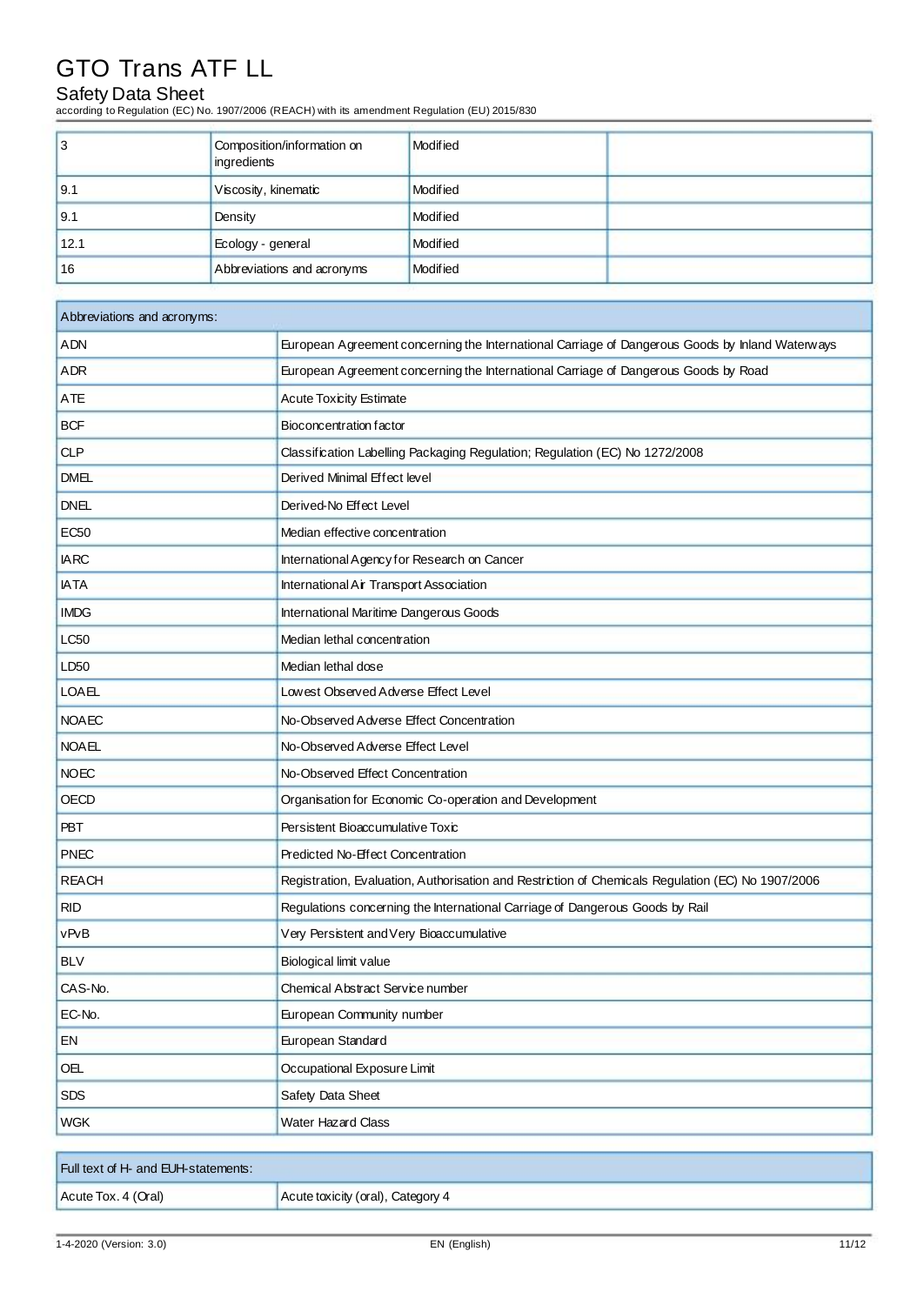| 3 | Composition/information on ingredients | Modified | |
|---|---|---|---|
| 9.1 | Viscosity, kinematic | Modified | |
| 9.1 | Density | Modified | |
| 12.1 | Ecology - general | Modified | |
| 16 | Abbreviations and acronyms | Modified | |

| Abbreviations and acronyms: | |
|---|---|
| ADN | European Agreement concerning the International Carriage of Dangerous Goods by Inland Waterways |
| ADR | European Agreement concerning the International Carriage of Dangerous Goods by Road |
| ATE | Acute Toxicity Estimate |
| BCF | Bioconcentration factor |
| CLP | Classification Labelling Packaging Regulation; Regulation (EC) No 1272/2008 |
| DMEL | Derived Minimal Effect level |
| DNEL | Derived-No Effect Level |
| EC50 | Median effective concentration |
| IARC | International Agency for Research on Cancer |
| IATA | International Air Transport Association |
| IMDG | International Maritime Dangerous Goods |
| LC50 | Median lethal concentration |
| LD50 | Median lethal dose |
| LOAEL | Lowest Observed Adverse Effect Level |
| NOAEC | No-Observed Adverse Effect Concentration |
| NOAEL | No-Observed Adverse Effect Level |
| NOEC | No-Observed Effect Concentration |
| OECD | Organisation for Economic Co-operation and Development |
| PBT | Persistent Bioaccumulative Toxic |
| PNEC | Predicted No-Effect Concentration |
| REACH | Registration, Evaluation, Authorisation and Restriction of Chemicals Regulation (EC) No 1907/2006 |
| RID | Regulations concerning the International Carriage of Dangerous Goods by Rail |
| vPvB | Very Persistent and Very Bioaccumulative |
| BLV | Biological limit value |
| CAS-No. | Chemical Abstract Service number |
| EC-No. | European Community number |
| EN | European Standard |
| OEL | Occupational Exposure Limit |
| SDS | Safety Data Sheet |
| WGK | Water Hazard Class |

| Full text of H- and EUH-statements: | |
|---|---|
| Acute Tox. 4 (Oral) | Acute toxicity (oral), Category 4 |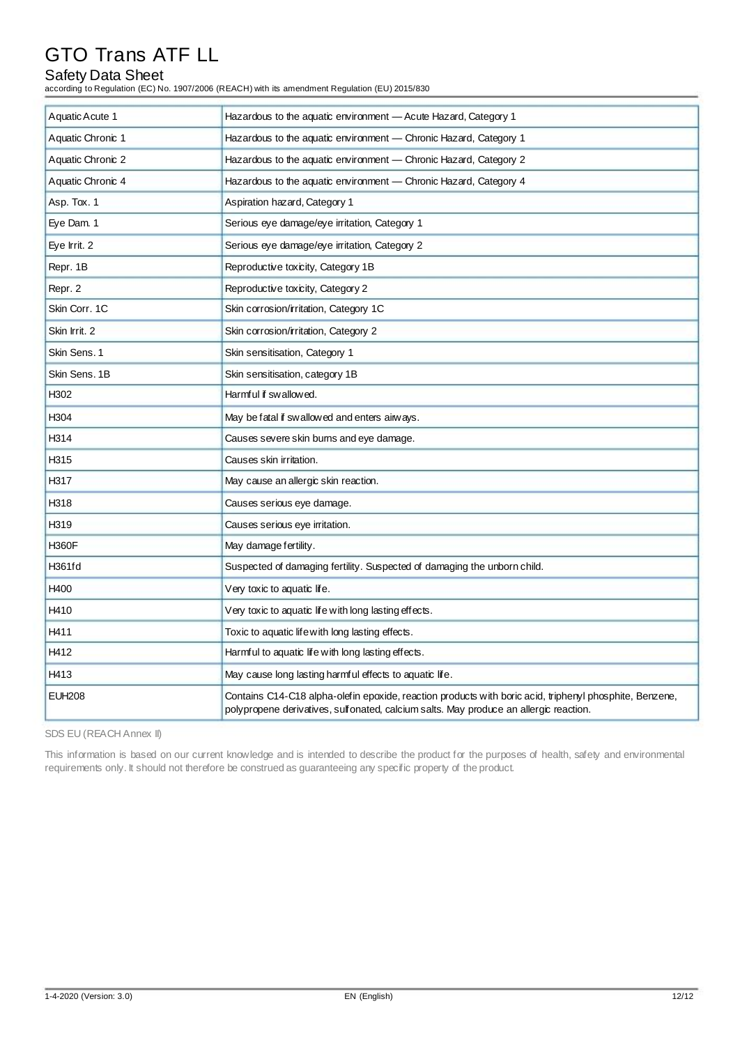| | |
|---|---|
| Aquatic Acute 1 | Hazardous to the aquatic environment — Acute Hazard, Category 1 |
| Aquatic Chronic 1 | Hazardous to the aquatic environment — Chronic Hazard, Category 1 |
| Aquatic Chronic 2 | Hazardous to the aquatic environment — Chronic Hazard, Category 2 |
| Aquatic Chronic 4 | Hazardous to the aquatic environment — Chronic Hazard, Category 4 |
| Asp. Tox. 1 | Aspiration hazard, Category 1 |
| Eye Dam. 1 | Serious eye damage/eye irritation, Category 1 |
| Eye Irrit. 2 | Serious eye damage/eye irritation, Category 2 |
| Repr. 1B | Reproductive toxicity, Category 1B |
| Repr. 2 | Reproductive toxicity, Category 2 |
| Skin Corr. 1C | Skin corrosion/irritation, Category 1C |
| Skin Irrit. 2 | Skin corrosion/irritation, Category 2 |
| Skin Sens. 1 | Skin sensitisation, Category 1 |
| Skin Sens. 1B | Skin sensitisation, category 1B |
| H302 | Harmful if swallowed. |
| H304 | May be fatal if swallowed and enters airways. |
| H314 | Causes severe skin burns and eye damage. |
| H315 | Causes skin irritation. |
| H317 | May cause an allergic skin reaction. |
| H318 | Causes serious eye damage. |
| H319 | Causes serious eye irritation. |
| H360F | May damage fertility. |
| H361fd | Suspected of damaging fertility. Suspected of damaging the unborn child. |
| H400 | Very toxic to aquatic life. |
| H410 | Very toxic to aquatic life with long lasting effects. |
| H411 | Toxic to aquatic life with long lasting effects. |
| H412 | Harmful to aquatic life with long lasting effects. |
| H413 | May cause long lasting harmful effects to aquatic life. |
| EUH208 | Contains C14-C18 alpha-olefin epoxide, reaction products with boric acid, triphenyl phosphite, Benzene, polypropene derivatives, sulfonated, calcium salts. May produce an allergic reaction. |

SDS EU (REACH Annex II)

This information is based on our current knowledge and is intended to describe the product for the purposes of health, safety and environmental requirements only. It should not therefore be construed as guaranteeing any specific property of the product.